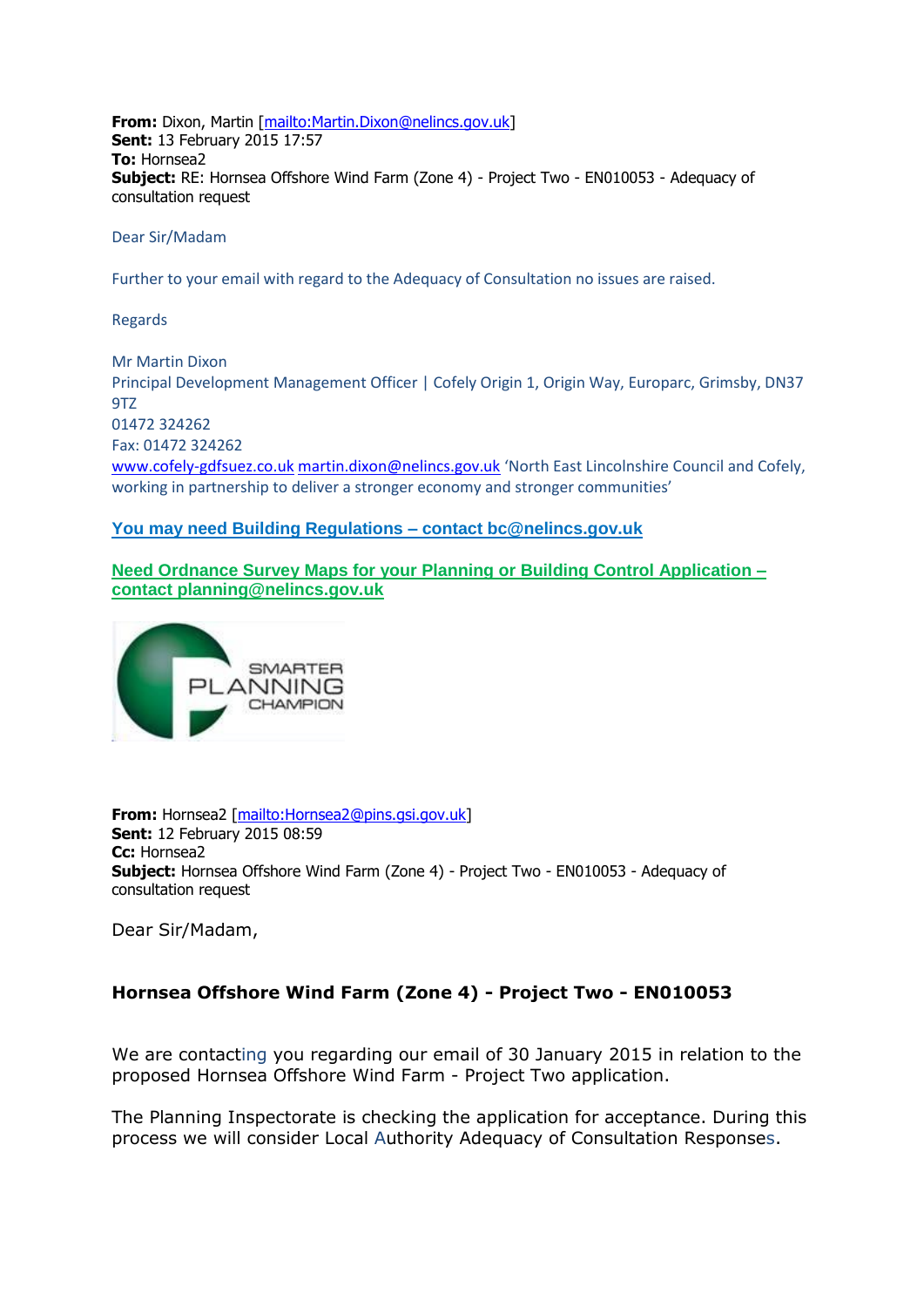**From:** Dixon, Martin [mailto:Martin.Dixon@nelincs.gov.uk]
**Sent:** 13 February 2015 17:57
**To:** Hornsea2
**Subject:** RE: Hornsea Offshore Wind Farm (Zone 4) - Project Two - EN010053 - Adequacy of consultation request

Dear Sir/Madam

Further to your email with regard to the Adequacy of Consultation no issues are raised.

Regards

Mr Martin Dixon
Principal Development Management Officer | Cofely Origin 1, Origin Way, Europarc, Grimsby, DN37 9TZ
01472 324262
Fax: 01472 324262
www.cofely-gdfsuez.co.uk martin.dixon@nelincs.gov.uk 'North East Lincolnshire Council and Cofely, working in partnership to deliver a stronger economy and stronger communities'

**You may need Building Regulations – contact bc@nelincs.gov.uk**

**Need Ordnance Survey Maps for your Planning or Building Control Application – contact planning@nelincs.gov.uk**

SMARTER PLANNING CHAMPION

**From:** Hornsea2 [mailto:Hornsea2@pins.gsi.gov.uk]
**Sent:** 12 February 2015 08:59
**Cc:** Hornsea2
**Subject:** Hornsea Offshore Wind Farm (Zone 4) - Project Two - EN010053 - Adequacy of consultation request

Dear Sir/Madam,

**Hornsea Offshore Wind Farm (Zone 4) - Project Two - EN010053**

We are contacting you regarding our email of 30 January 2015 in relation to the proposed Hornsea Offshore Wind Farm - Project Two application.

The Planning Inspectorate is checking the application for acceptance. During this process we will consider Local Authority Adequacy of Consultation Responses.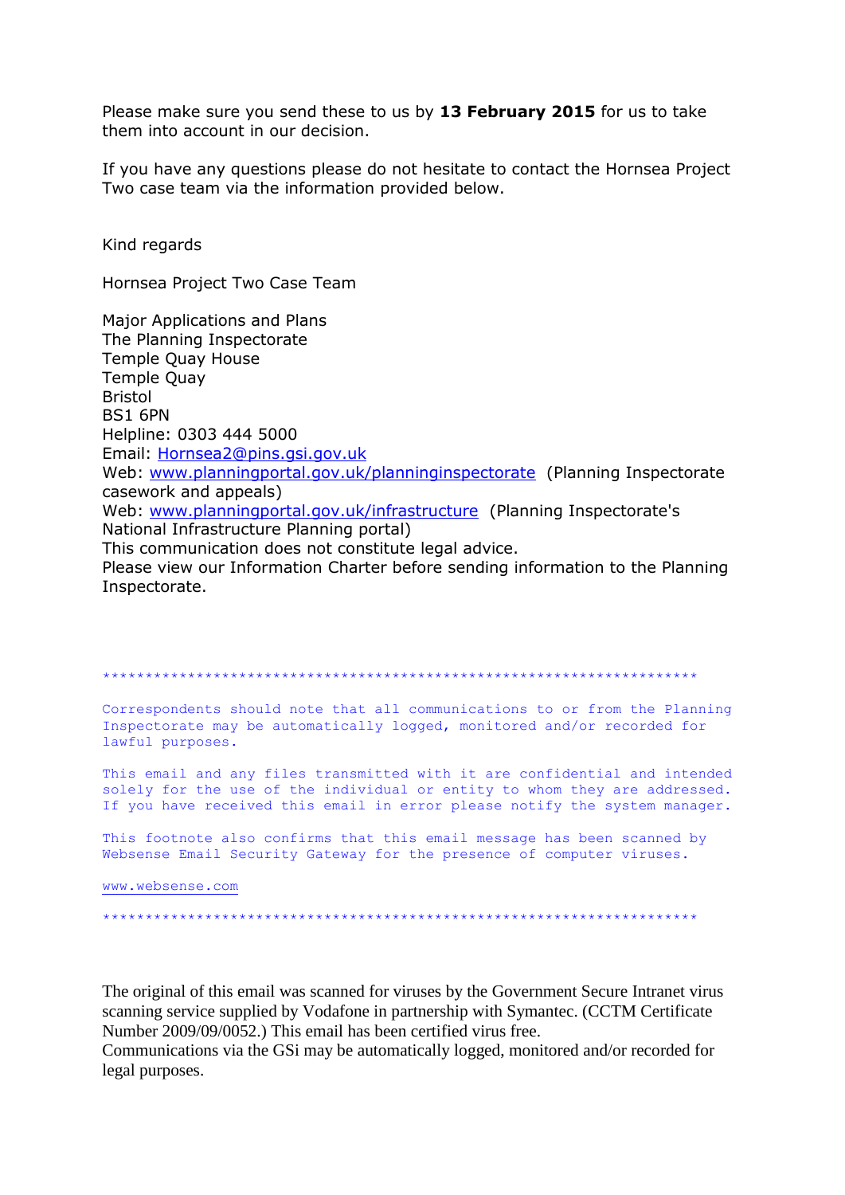Please make sure you send these to us by **13 February 2015** for us to take them into account in our decision.

If you have any questions please do not hesitate to contact the Hornsea Project Two case team via the information provided below.

Kind regards

Hornsea Project Two Case Team

Major Applications and Plans
The Planning Inspectorate
Temple Quay House
Temple Quay
Bristol
BS1 6PN
Helpline: 0303 444 5000
Email: [Hornsea2@pins.gsi.gov.uk](mailto:Hornsea2@pins.gsi.gov.uk)
Web: [www.planningportal.gov.uk/planninginspectorate](http://www.planningportal.gov.uk/planninginspectorate) (Planning Inspectorate casework and appeals)
Web: [www.planningportal.gov.uk/infrastructure](http://www.planningportal.gov.uk/infrastructure) (Planning Inspectorate's National Infrastructure Planning portal)
This communication does not constitute legal advice.
Please view our Information Charter before sending information to the Planning Inspectorate.

**********************************************************************

Correspondents should note that all communications to or from the Planning Inspectorate may be automatically logged, monitored and/or recorded for lawful purposes.

This email and any files transmitted with it are confidential and intended solely for the use of the individual or entity to whom they are addressed. If you have received this email in error please notify the system manager.

This footnote also confirms that this email message has been scanned by Websense Email Security Gateway for the presence of computer viruses.

[www.websense.com](http://www.websense.com)

**********************************************************************

The original of this email was scanned for viruses by the Government Secure Intranet virus scanning service supplied by Vodafone in partnership with Symantec. (CCTM Certificate Number 2009/09/0052.) This email has been certified virus free.
Communications via the GSi may be automatically logged, monitored and/or recorded for legal purposes.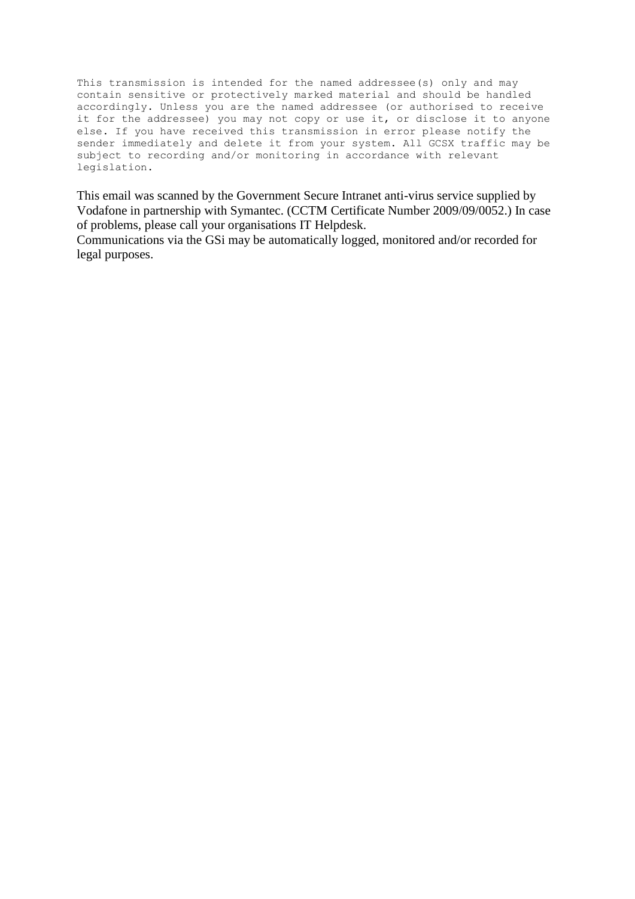```
This transmission is intended for the named addressee(s) only and may
contain sensitive or protectively marked material and should be handled
accordingly. Unless you are the named addressee (or authorised to receive
it for the addressee) you may not copy or use it, or disclose it to anyone
else. If you have received this transmission in error please notify the
sender immediately and delete it from your system. All GCSX traffic may be
subject to recording and/or monitoring in accordance with relevant
legislation.
```

This email was scanned by the Government Secure Intranet anti-virus service supplied by Vodafone in partnership with Symantec. (CCTM Certificate Number 2009/09/0052.) In case of problems, please call your organisations IT Helpdesk.
Communications via the GSi may be automatically logged, monitored and/or recorded for legal purposes.